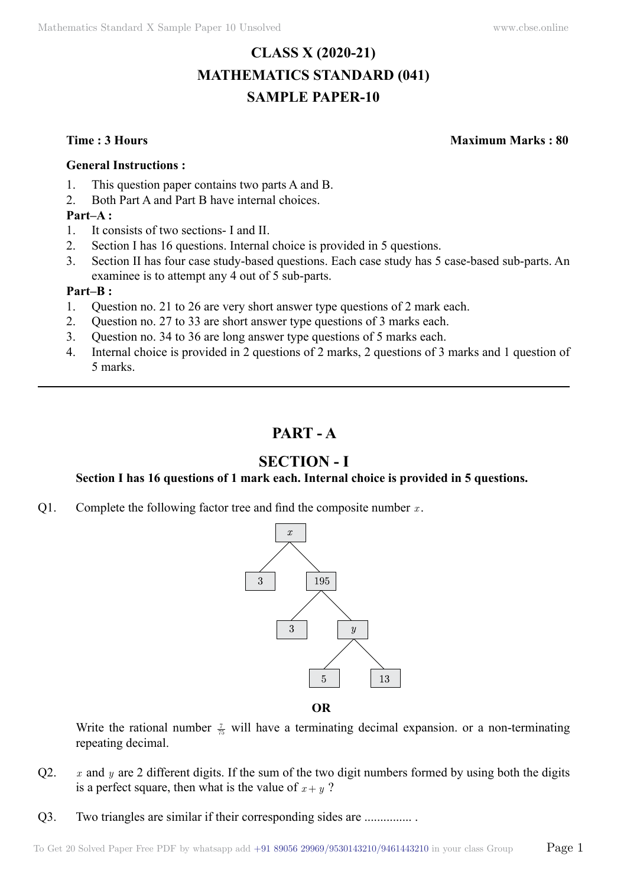# CLASS X (2020-21)
# MATHEMATICS STANDARD (041)
# SAMPLE PAPER-10

**Time : 3 Hours** **Maximum Marks : 80**

**General Instructions :**

1. This question paper contains two parts A and B.
2. Both Part A and Part B have internal choices.

**Part–A :**

1. It consists of two sections- I and II.
2. Section I has 16 questions. Internal choice is provided in 5 questions.
3. Section II has four case study-based questions. Each case study has 5 case-based sub-parts. An examinee is to attempt any 4 out of 5 sub-parts.

**Part–B :**

1. Question no. 21 to 26 are very short answer type questions of 2 mark each.
2. Question no. 27 to 33 are short answer type questions of 3 marks each.
3. Question no. 34 to 36 are long answer type questions of 5 marks each.
4. Internal choice is provided in 2 questions of 2 marks, 2 questions of 3 marks and 1 question of 5 marks.

---

## PART - A

## SECTION - I

**Section I has 16 questions of 1 mark each. Internal choice is provided in 5 questions.**

Q1. Complete the following factor tree and find the composite number $x$.

$x$

3 195

3 $y$

5 13

**OR**

Write the rational number $\frac{7}{75}$ will have a terminating decimal expansion. or a non-terminating repeating decimal.

Q2. $x$ and $y$ are 2 different digits. If the sum of the two digit numbers formed by using both the digits is a perfect square, then what is the value of $x+y$ ?

Q3. Two triangles are similar if their corresponding sides are ............... .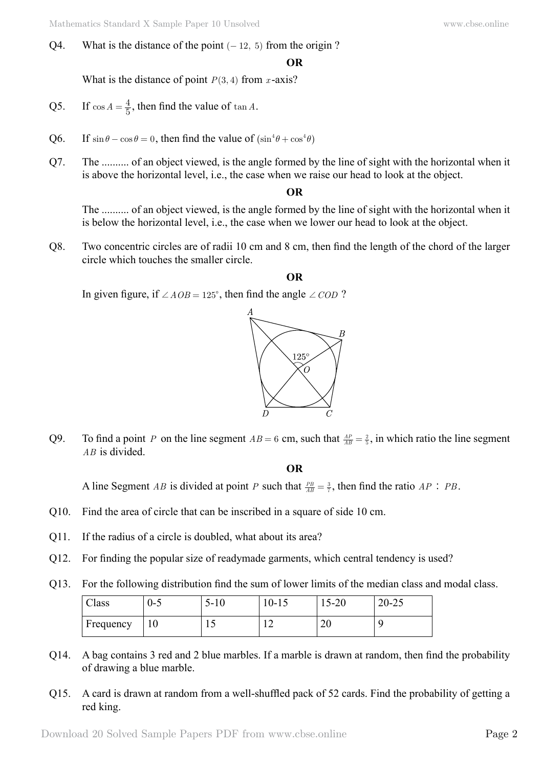Q4. What is the distance of the point $(-12, 5)$ from the origin ?

**OR**

What is the distance of point $P(3, 4)$ from $x$-axis?

Q5. If $\cos A = \frac{4}{5}$, then find the value of $\tan A$.

Q6. If $\sin\theta - \cos\theta = 0$, then find the value of $(\sin^4\theta + \cos^4\theta)$

Q7. The .......... of an object viewed, is the angle formed by the line of sight with the horizontal when it is above the horizontal level, i.e., the case when we raise our head to look at the object.

**OR**

The .......... of an object viewed, is the angle formed by the line of sight with the horizontal when it is below the horizontal level, i.e., the case when we lower our head to look at the object.

Q8. Two concentric circles are of radii 10 cm and 8 cm, then find the length of the chord of the larger circle which touches the smaller circle.

**OR**

In given figure, if $\angle AOB = 125°$, then find the angle $\angle COD$ ?

A
B
125°
O
D
C

Q9. To find a point $P$ on the line segment $AB = 6$ cm, such that $\frac{AP}{AB} = \frac{2}{5}$, in which ratio the line segment $AB$ is divided.

**OR**

A line Segment $AB$ is divided at point $P$ such that $\frac{PB}{AB} = \frac{3}{7}$, then find the ratio $AP : PB$.

Q10. Find the area of circle that can be inscribed in a square of side 10 cm.

Q11. If the radius of a circle is doubled, what about its area?

Q12. For finding the popular size of readymade garments, which central tendency is used?

Q13. For the following distribution find the sum of lower limits of the median class and modal class.

| Class | 0-5 | 5-10 | 10-15 | 15-20 | 20-25 |
|---|---|---|---|---|---|
| Frequency | 10 | 15 | 12 | 20 | 9 |

Q14. A bag contains 3 red and 2 blue marbles. If a marble is drawn at random, then find the probability of drawing a blue marble.

Q15. A card is drawn at random from a well-shuffled pack of 52 cards. Find the probability of getting a red king.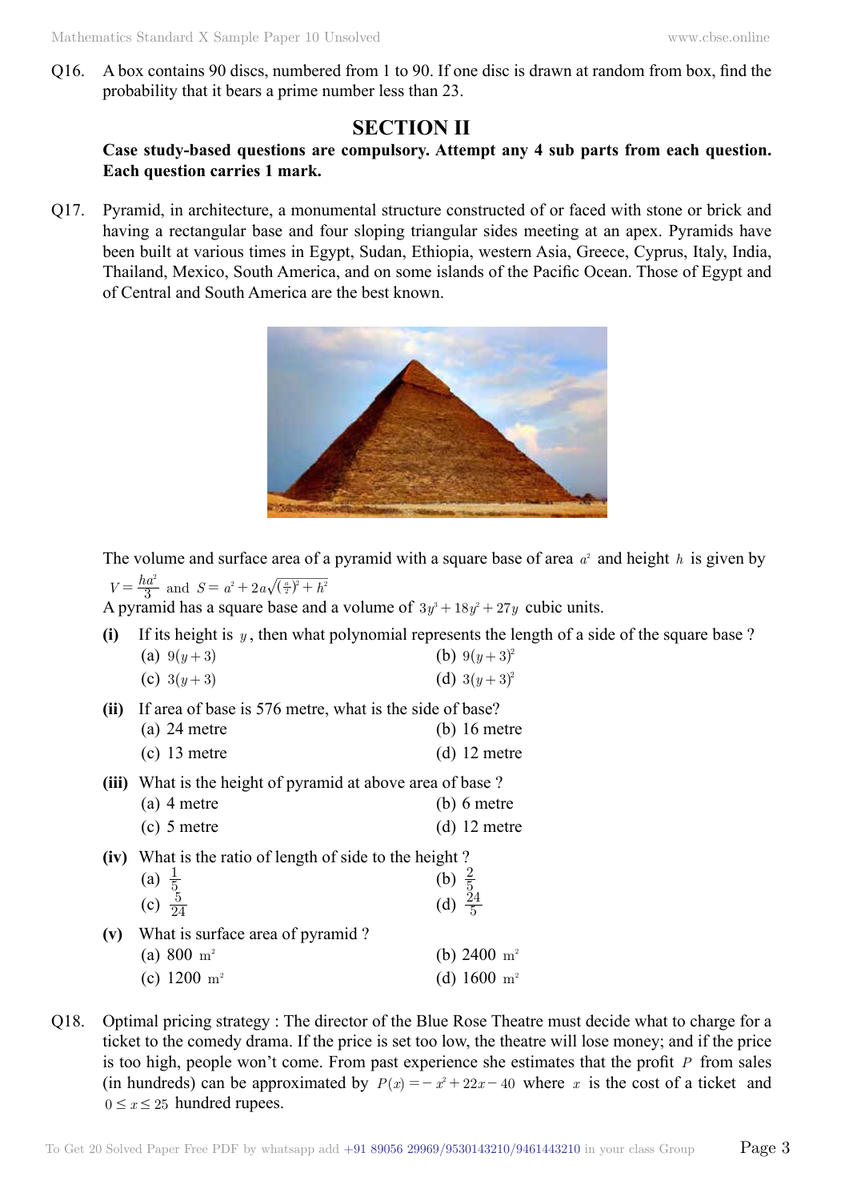Q16. A box contains 90 discs, numbered from 1 to 90. If one disc is drawn at random from box, find the probability that it bears a prime number less than 23.

## SECTION II

**Case study-based questions are compulsory. Attempt any 4 sub parts from each question. Each question carries 1 mark.**

Q17. Pyramid, in architecture, a monumental structure constructed of or faced with stone or brick and having a rectangular base and four sloping triangular sides meeting at an apex. Pyramids have been built at various times in Egypt, Sudan, Ethiopia, western Asia, Greece, Cyprus, Italy, India, Thailand, Mexico, South America, and on some islands of the Pacific Ocean. Those of Egypt and of Central and South America are the best known.

The volume and surface area of a pyramid with a square base of area $a^2$ and height $h$ is given by $V = \frac{ha^2}{3}$ and $S = a^2 + 2a\sqrt{(\frac{a}{2})^2 + h^2}$

A pyramid has a square base and a volume of $3y^3 + 18y^2 + 27y$ cubic units.

**(i)** If its height is $y$, then what polynomial represents the length of a side of the square base ?

(a) $9(y+3)$ (b) $9(y+3)^2$

(c) $3(y+3)$ (d) $3(y+3)^2$

**(ii)** If area of base is 576 metre, what is the side of base?

(a) 24 metre (b) 16 metre

(c) 13 metre (d) 12 metre

**(iii)** What is the height of pyramid at above area of base ?

(a) 4 metre (b) 6 metre

(c) 5 metre (d) 12 metre

**(iv)** What is the ratio of length of side to the height ?

(a) $\frac{1}{5}$ (b) $\frac{2}{5}$

(c) $\frac{5}{24}$ (d) $\frac{24}{5}$

**(v)** What is surface area of pyramid ?

(a) 800 $m^2$ (b) 2400 $m^2$

(c) 1200 $m^2$ (d) 1600 $m^2$

Q18. Optimal pricing strategy : The director of the Blue Rose Theatre must decide what to charge for a ticket to the comedy drama. If the price is set too low, the theatre will lose money; and if the price is too high, people won't come. From past experience she estimates that the profit $P$ from sales (in hundreds) can be approximated by $P(x) = -x^2 + 22x - 40$ where $x$ is the cost of a ticket and $0 \leq x \leq 25$ hundred rupees.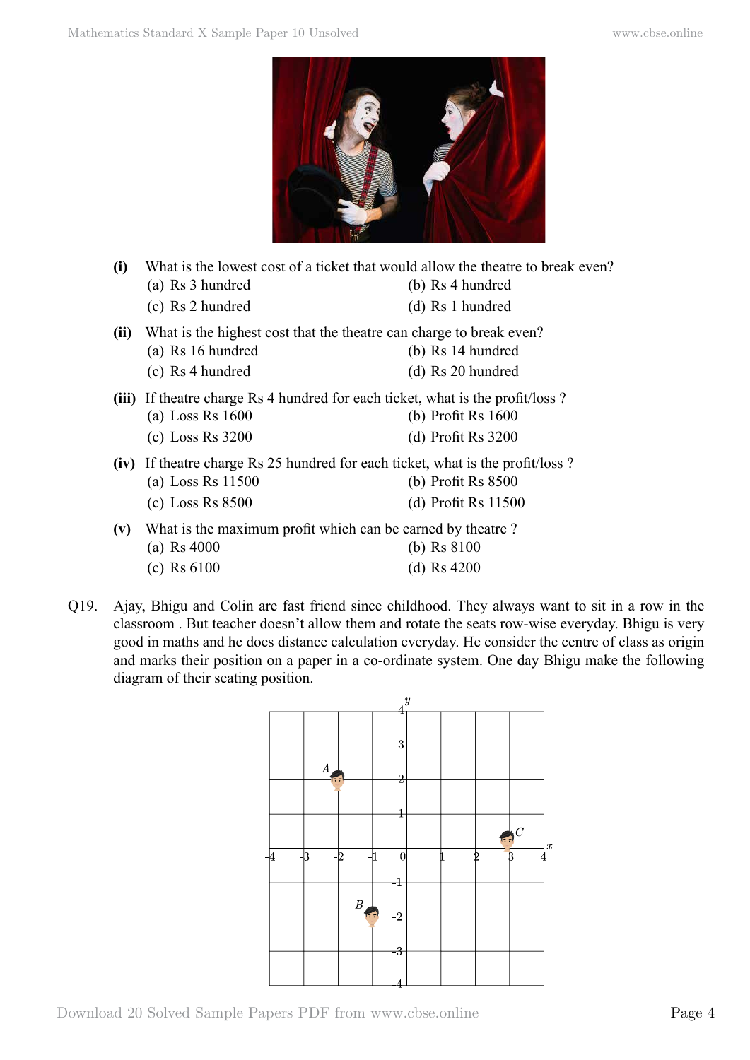**(i)** What is the lowest cost of a ticket that would allow the theatre to break even?

(a) Rs 3 hundred (b) Rs 4 hundred

(c) Rs 2 hundred (d) Rs 1 hundred

**(ii)** What is the highest cost that the theatre can charge to break even?

(a) Rs 16 hundred (b) Rs 14 hundred

(c) Rs 4 hundred (d) Rs 20 hundred

**(iii)** If theatre charge Rs 4 hundred for each ticket, what is the profit/loss ?

(a) Loss Rs 1600 (b) Profit Rs 1600

(c) Loss Rs 3200 (d) Profit Rs 3200

**(iv)** If theatre charge Rs 25 hundred for each ticket, what is the profit/loss ?

(a) Loss Rs 11500 (b) Profit Rs 8500

(c) Loss Rs 8500 (d) Profit Rs 11500

**(v)** What is the maximum profit which can be earned by theatre ?

(a) Rs 4000 (b) Rs 8100

(c) Rs 6100 (d) Rs 4200

Q19. Ajay, Bhigu and Colin are fast friend since childhood. They always want to sit in a row in the classroom . But teacher doesn't allow them and rotate the seats row-wise everyday. Bhigu is very good in maths and he does distance calculation everyday. He consider the centre of class as origin and marks their position on a paper in a co-ordinate system. One day Bhigu make the following diagram of their seating position.

y
x
4
3
2
1
-1
-2
-3
-4
-4 -3 -2 -1 0 1 2 3 4
A
B
C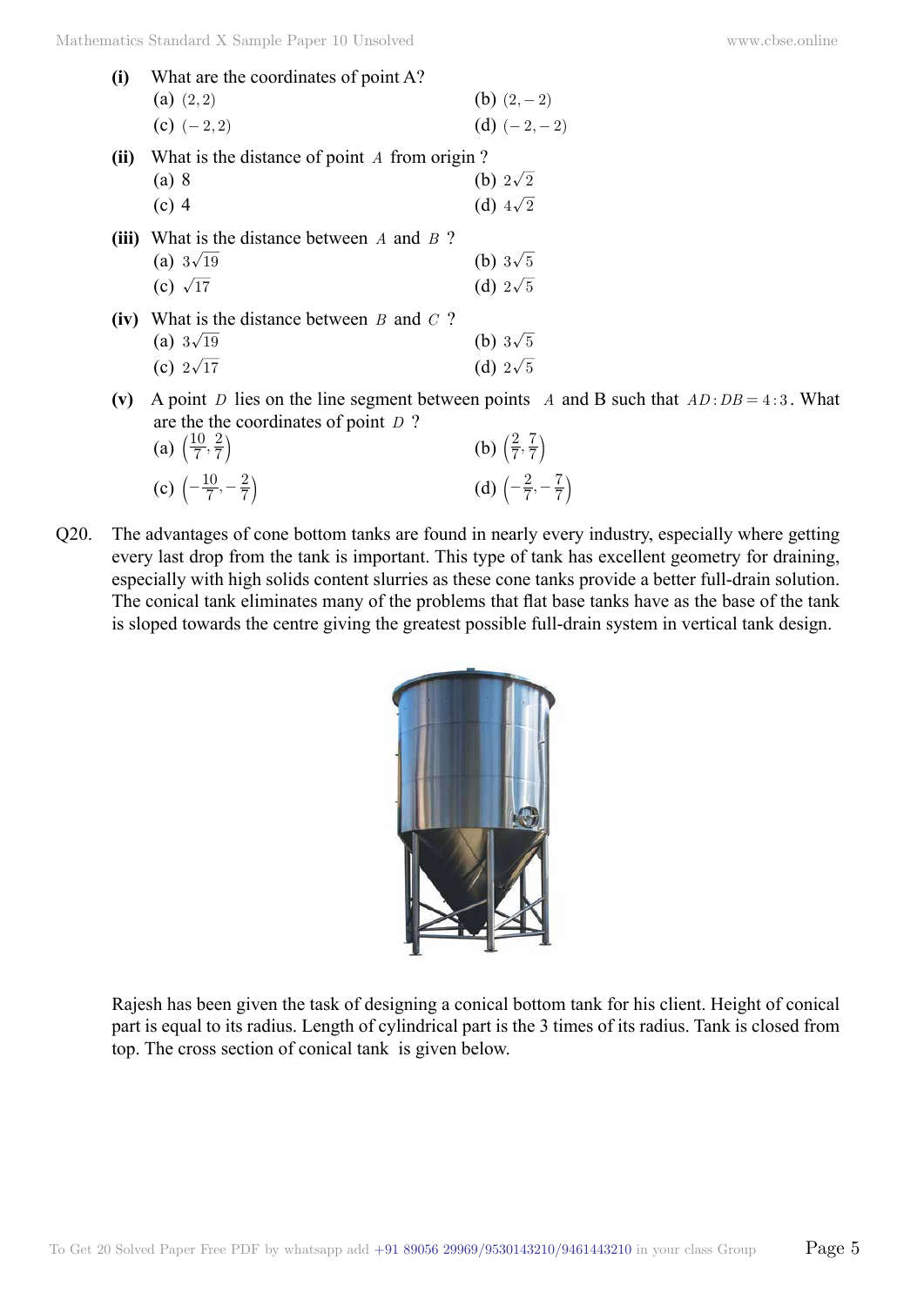**(i)** What are the coordinates of point A?

(a) $(2, 2)$ (b) $(2, -2)$

(c) $(-2, 2)$ (d) $(-2, -2)$

**(ii)** What is the distance of point $A$ from origin ?

(a) 8 (b) $2\sqrt{2}$

(c) 4 (d) $4\sqrt{2}$

**(iii)** What is the distance between $A$ and $B$ ?

(a) $3\sqrt{19}$ (b) $3\sqrt{5}$

(c) $\sqrt{17}$ (d) $2\sqrt{5}$

**(iv)** What is the distance between $B$ and $C$ ?

(a) $3\sqrt{19}$ (b) $3\sqrt{5}$

(c) $2\sqrt{17}$ (d) $2\sqrt{5}$

**(v)** A point $D$ lies on the line segment between points $A$ and B such that $AD:DB = 4:3$. What are the the coordinates of point $D$ ?

(a) $\left(\frac{10}{7}, \frac{2}{7}\right)$ (b) $\left(\frac{2}{7}, \frac{7}{7}\right)$

(c) $\left(-\frac{10}{7}, -\frac{2}{7}\right)$ (d) $\left(-\frac{2}{7}, -\frac{7}{7}\right)$

Q20. The advantages of cone bottom tanks are found in nearly every industry, especially where getting every last drop from the tank is important. This type of tank has excellent geometry for draining, especially with high solids content slurries as these cone tanks provide a better full-drain solution. The conical tank eliminates many of the problems that flat base tanks have as the base of the tank is sloped towards the centre giving the greatest possible full-drain system in vertical tank design.

Rajesh has been given the task of designing a conical bottom tank for his client. Height of conical part is equal to its radius. Length of cylindrical part is the 3 times of its radius. Tank is closed from top. The cross section of conical tank is given below.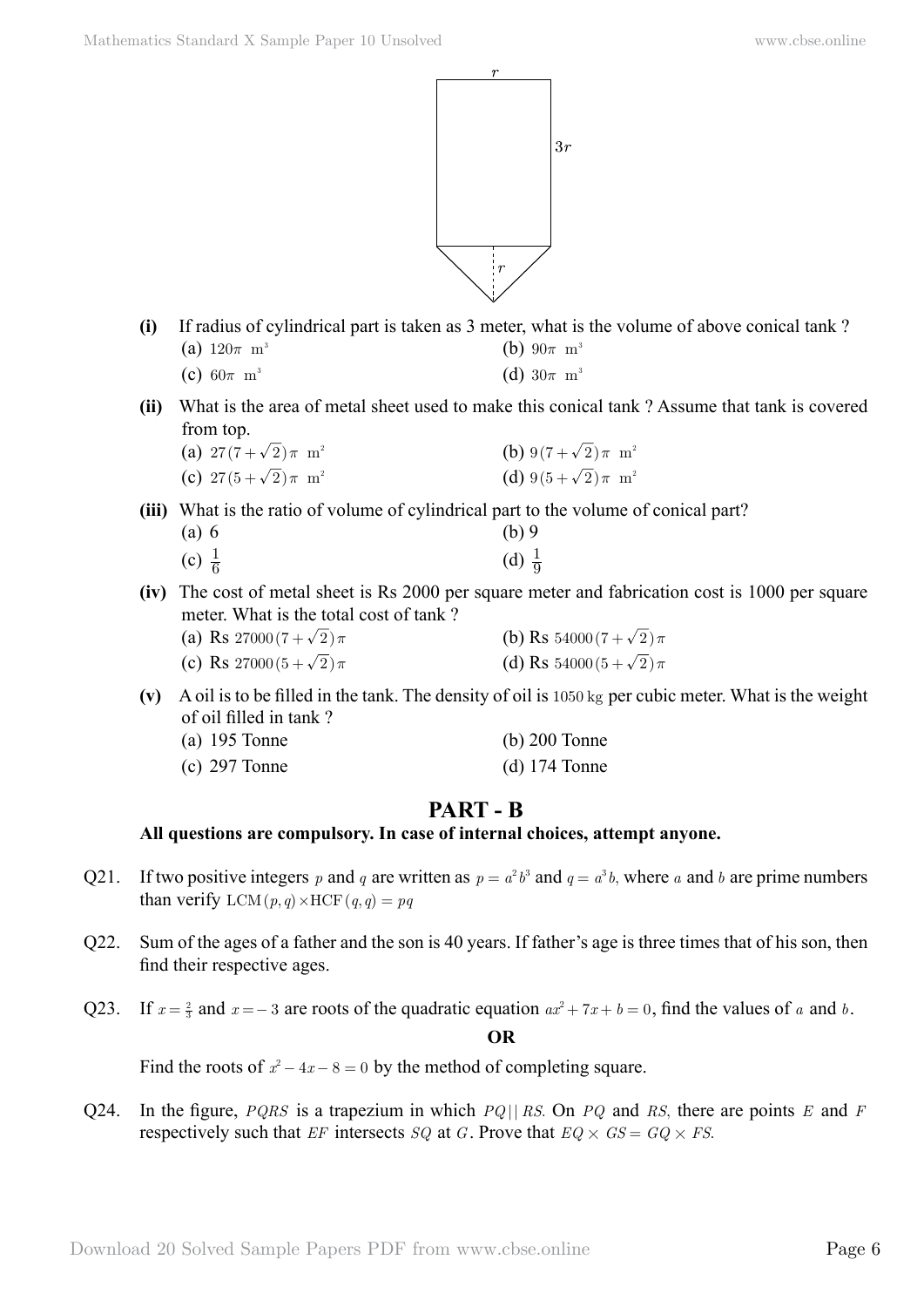r

3r

r

**(i)** If radius of cylindrical part is taken as 3 meter, what is the volume of above conical tank ?

(a) $120\pi \ \text{m}^3$ (b) $90\pi \ \text{m}^3$

(c) $60\pi \ \text{m}^3$ (d) $30\pi \ \text{m}^3$

**(ii)** What is the area of metal sheet used to make this conical tank ? Assume that tank is covered from top.

(a) $27(7+\sqrt{2})\pi \ \text{m}^2$ (b) $9(7+\sqrt{2})\pi \ \text{m}^2$

(c) $27(5+\sqrt{2})\pi \ \text{m}^2$ (d) $9(5+\sqrt{2})\pi \ \text{m}^2$

**(iii)** What is the ratio of volume of cylindrical part to the volume of conical part?

(a) 6 (b) 9

(c) $\frac{1}{6}$ (d) $\frac{1}{9}$

**(iv)** The cost of metal sheet is Rs 2000 per square meter and fabrication cost is 1000 per square meter. What is the total cost of tank ?

(a) Rs $27000(7+\sqrt{2})\pi$ (b) Rs $54000(7+\sqrt{2})\pi$

(c) Rs $27000(5+\sqrt{2})\pi$ (d) Rs $54000(5+\sqrt{2})\pi$

**(v)** A oil is to be filled in the tank. The density of oil is 1050 kg per cubic meter. What is the weight of oil filled in tank ?

(a) 195 Tonne (b) 200 Tonne

(c) 297 Tonne (d) 174 Tonne

## PART - B

**All questions are compulsory. In case of internal choices, attempt anyone.**

Q21. If two positive integers $p$ and $q$ are written as $p = a^2 b^3$ and $q = a^3 b$, where $a$ and $b$ are prime numbers than verify $\text{LCM}(p, q) \times \text{HCF}(q, q) = pq$

Q22. Sum of the ages of a father and the son is 40 years. If father's age is three times that of his son, then find their respective ages.

Q23. If $x = \frac{2}{3}$ and $x = -3$ are roots of the quadratic equation $ax^2 + 7x + b = 0$, find the values of $a$ and $b$.

**OR**

Find the roots of $x^2 - 4x - 8 = 0$ by the method of completing square.

Q24. In the figure, $PQRS$ is a trapezium in which $PQ \,||\, RS$. On $PQ$ and $RS$, there are points $E$ and $F$ respectively such that $EF$ intersects $SQ$ at $G$. Prove that $EQ \times GS = GQ \times FS$.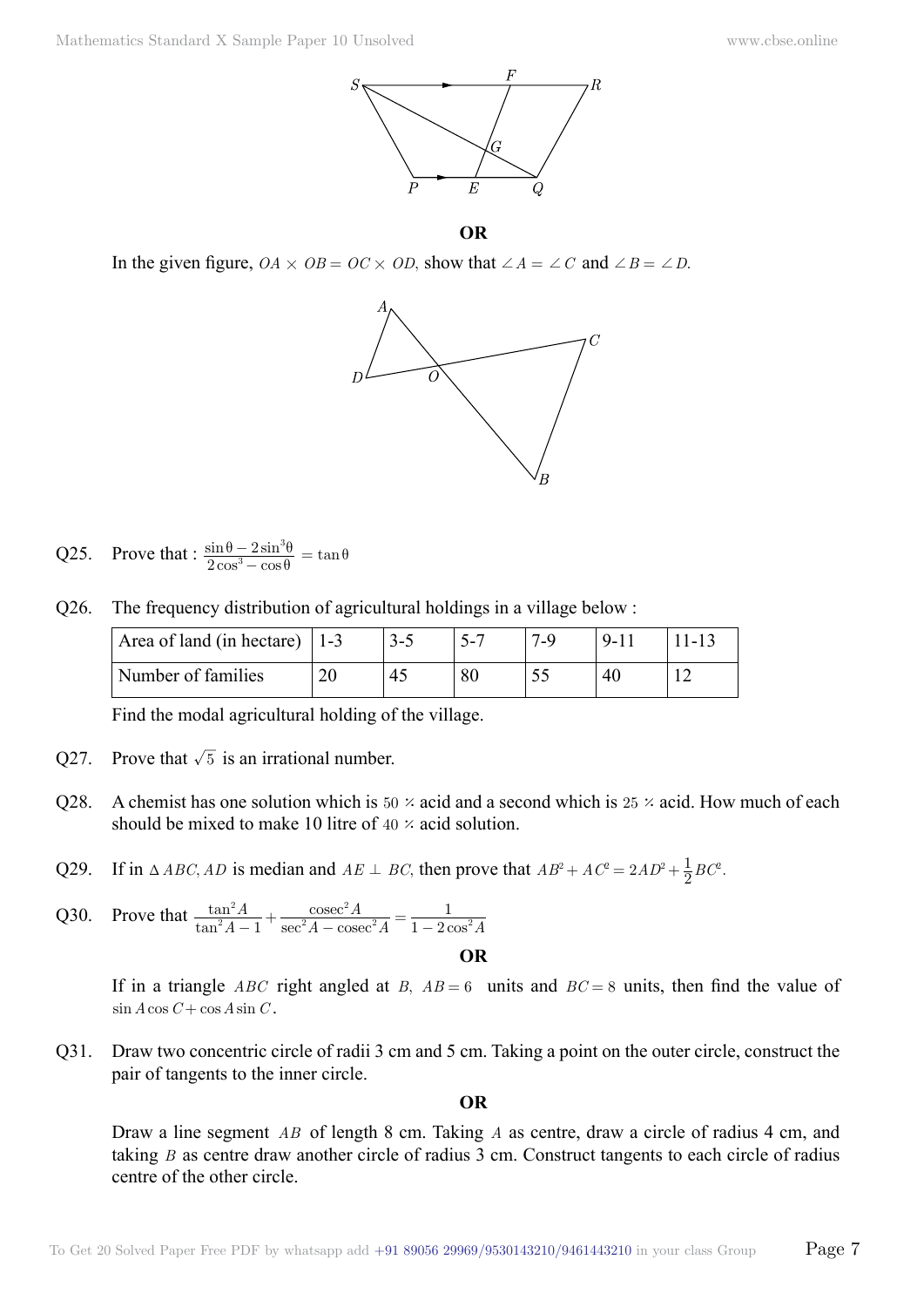**OR**

In the given figure, $OA \times OB = OC \times OD$, show that $\angle A = \angle C$ and $\angle B = \angle D$.

Q25. Prove that : $\frac{\sin\theta - 2\sin^3\theta}{2\cos^3 - \cos\theta} = \tan\theta$

Q26. The frequency distribution of agricultural holdings in a village below :

| Area of land (in hectare) | 1-3 | 3-5 | 5-7 | 7-9 | 9-11 | 11-13 |
|---|---|---|---|---|---|---|
| Number of families | 20 | 45 | 80 | 55 | 40 | 12 |

Find the modal agricultural holding of the village.

Q27. Prove that $\sqrt{5}$ is an irrational number.

Q28. A chemist has one solution which is $50\%$ acid and a second which is $25\%$ acid. How much of each should be mixed to make 10 litre of $40\%$ acid solution.

Q29. If in $\Delta ABC$, $AD$ is median and $AE \perp BC$, then prove that $AB^2 + AC^2 = 2AD^2 + \frac{1}{2}BC^2$.

Q30. Prove that $\frac{\tan^2 A}{\tan^2 A - 1} + \frac{\text{cosec}^2 A}{\sec^2 A - \text{cosec}^2 A} = \frac{1}{1 - 2\cos^2 A}$

**OR**

If in a triangle $ABC$ right angled at $B$, $AB = 6$ units and $BC = 8$ units, then find the value of $\sin A \cos C + \cos A \sin C$.

Q31. Draw two concentric circle of radii 3 cm and 5 cm. Taking a point on the outer circle, construct the pair of tangents to the inner circle.

**OR**

Draw a line segment $AB$ of length 8 cm. Taking $A$ as centre, draw a circle of radius 4 cm, and taking $B$ as centre draw another circle of radius 3 cm. Construct tangents to each circle of radius centre of the other circle.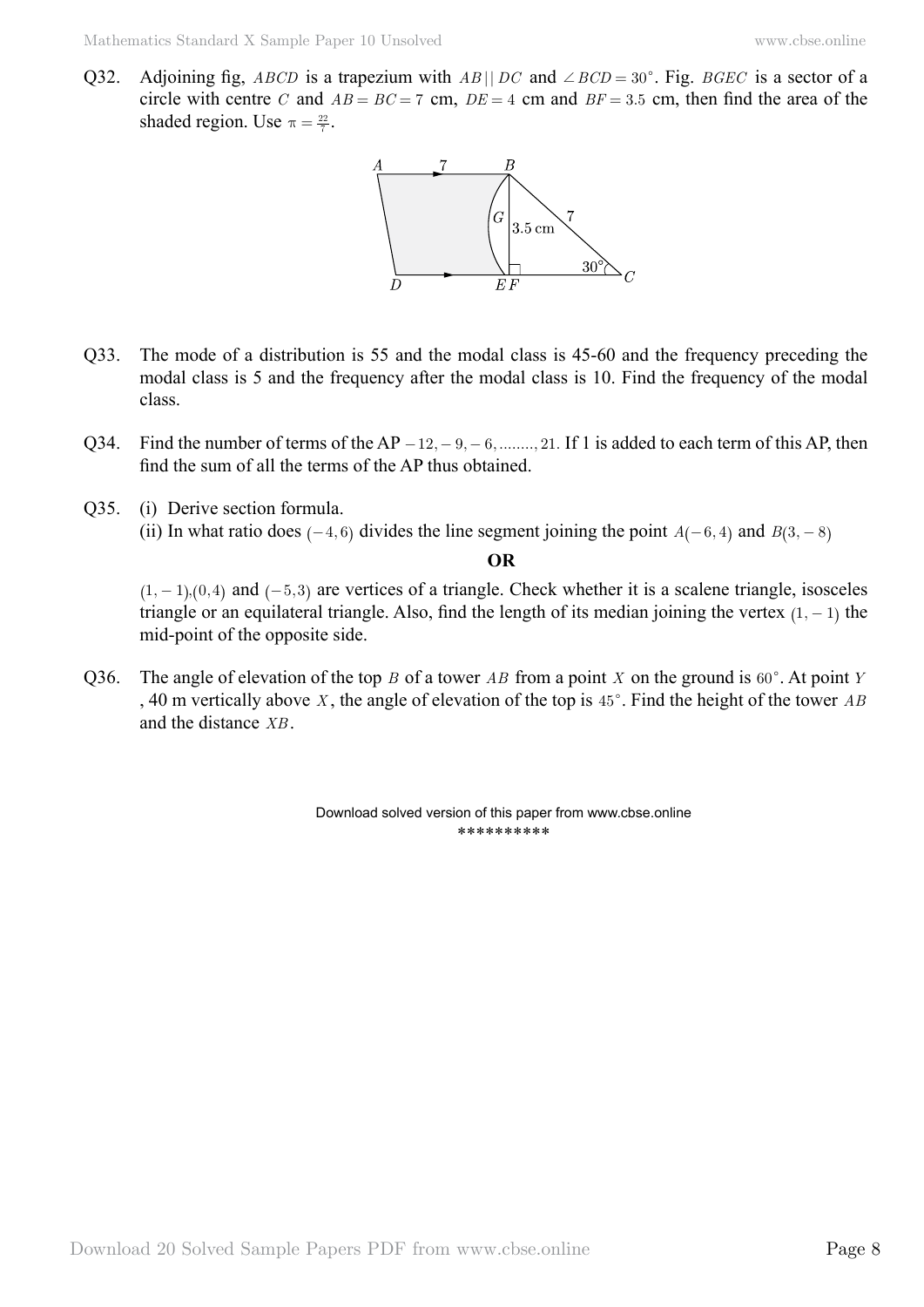Q32. Adjoining fig, $ABCD$ is a trapezium with $AB \,||\, DC$ and $\angle BCD = 30^\circ$. Fig. $BGEC$ is a sector of a circle with centre $C$ and $AB = BC = 7$ cm, $DE = 4$ cm and $BF = 3.5$ cm, then find the area of the shaded region. Use $\pi = \frac{22}{7}$.

A
7
B
G
3.5 cm
7
30°
C
D
E F

Q33. The mode of a distribution is 55 and the modal class is 45-60 and the frequency preceding the modal class is 5 and the frequency after the modal class is 10. Find the frequency of the modal class.

Q34. Find the number of terms of the AP $-12, -9, -6, ........, 21$. If 1 is added to each term of this AP, then find the sum of all the terms of the AP thus obtained.

Q35. (i) Derive section formula.
(ii) In what ratio does $(-4, 6)$ divides the line segment joining the point $A(-6, 4)$ and $B(3, -8)$

**OR**

$(1, -1)$, $(0, 4)$ and $(-5, 3)$ are vertices of a triangle. Check whether it is a scalene triangle, isosceles triangle or an equilateral triangle. Also, find the length of its median joining the vertex $(1, -1)$ the mid-point of the opposite side.

Q36. The angle of elevation of the top $B$ of a tower $AB$ from a point $X$ on the ground is $60^\circ$. At point $Y$, 40 m vertically above $X$, the angle of elevation of the top is $45^\circ$. Find the height of the tower $AB$ and the distance $XB$.

Download solved version of this paper from www.cbse.online

**********